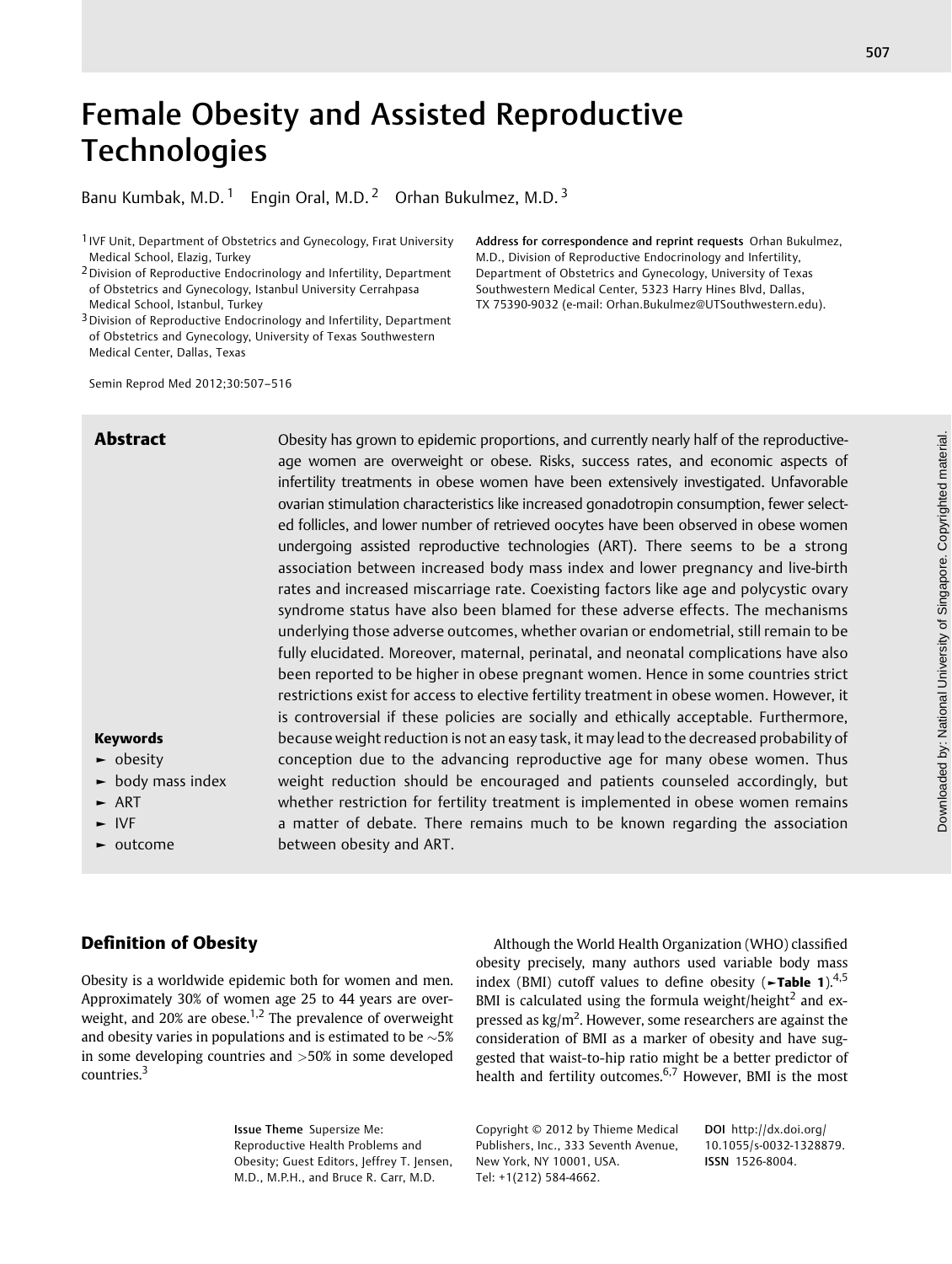# Female Obesity and Assisted Reproductive Technologies

Banu Kumbak, M.D.[1] Engin Oral, M.D.[2] Orhan Bukulmez, M.D.[3]

[1] IVF Unit, Department of Obstetrics and Gynecology, Fırat University Medical School, Elazig, Turkey
[2] Division of Reproductive Endocrinology and Infertility, Department of Obstetrics and Gynecology, Istanbul University Cerrahpasa Medical School, Istanbul, Turkey
[3] Division of Reproductive Endocrinology and Infertility, Department of Obstetrics and Gynecology, University of Texas Southwestern Medical Center, Dallas, Texas

**Address for correspondence and reprint requests** Orhan Bukulmez, M.D., Division of Reproductive Endocrinology and Infertility, Department of Obstetrics and Gynecology, University of Texas Southwestern Medical Center, 5323 Harry Hines Blvd, Dallas, TX 75390-9032 (e-mail: Orhan.Bukulmez@UTSouthwestern.edu).

Semin Reprod Med 2012;30:507–516

## Abstract

Obesity has grown to epidemic proportions, and currently nearly half of the reproductive-age women are overweight or obese. Risks, success rates, and economic aspects of infertility treatments in obese women have been extensively investigated. Unfavorable ovarian stimulation characteristics like increased gonadotropin consumption, fewer selected follicles, and lower number of retrieved oocytes have been observed in obese women undergoing assisted reproductive technologies (ART). There seems to be a strong association between increased body mass index and lower pregnancy and live-birth rates and increased miscarriage rate. Coexisting factors like age and polycystic ovary syndrome status have also been blamed for these adverse effects. The mechanisms underlying those adverse outcomes, whether ovarian or endometrial, still remain to be fully elucidated. Moreover, maternal, perinatal, and neonatal complications have also been reported to be higher in obese pregnant women. Hence in some countries strict restrictions exist for access to elective fertility treatment in obese women. However, it is controversial if these policies are socially and ethically acceptable. Furthermore, because weight reduction is not an easy task, it may lead to the decreased probability of conception due to the advancing reproductive age for many obese women. Thus weight reduction should be encouraged and patients counseled accordingly, but whether restriction for fertility treatment is implemented in obese women remains a matter of debate. There remains much to be known regarding the association between obesity and ART.

**Keywords**

- obesity
- body mass index
- ART
- IVF
- outcome

## Definition of Obesity

Obesity is a worldwide epidemic both for women and men. Approximately 30% of women age 25 to 44 years are overweight, and 20% are obese.[1,2] The prevalence of overweight and obesity varies in populations and is estimated to be ~5% in some developing countries and >50% in some developed countries.[3]

Although the World Health Organization (WHO) classified obesity precisely, many authors used variable body mass index (BMI) cutoff values to define obesity (►**Table 1**).[4,5] BMI is calculated using the formula weight/height$^2$ and expressed as kg/m$^2$. However, some researchers are against the consideration of BMI as a marker of obesity and have suggested that waist-to-hip ratio might be a better predictor of health and fertility outcomes.[6,7] However, BMI is the most

**Issue Theme** Supersize Me: Reproductive Health Problems and Obesity; Guest Editors, Jeffrey T. Jensen, M.D., M.P.H., and Bruce R. Carr, M.D.

Copyright © 2012 by Thieme Medical Publishers, Inc., 333 Seventh Avenue, New York, NY 10001, USA. Tel: +1(212) 584-4662.

**DOI** http://dx.doi.org/10.1055/s-0032-1328879. **ISSN** 1526-8004.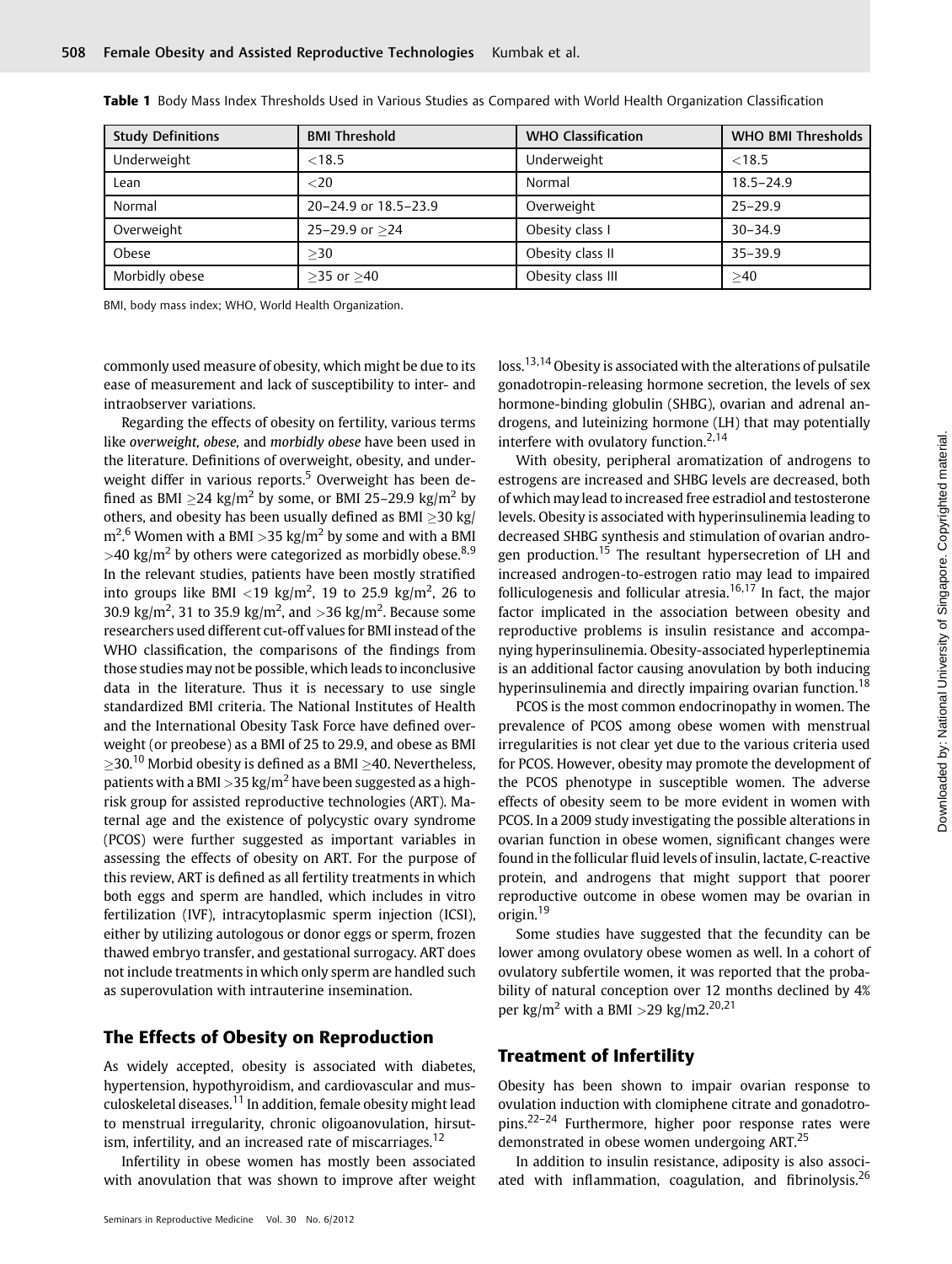Table 1 Body Mass Index Thresholds Used in Various Studies as Compared with World Health Organization Classification

| Study Definitions | BMI Threshold | WHO Classification | WHO BMI Thresholds |
| --- | --- | --- | --- |
| Underweight | <18.5 | Underweight | <18.5 |
| Lean | <20 | Normal | 18.5–24.9 |
| Normal | 20–24.9 or 18.5–23.9 | Overweight | 25–29.9 |
| Overweight | 25–29.9 or ≥24 | Obesity class I | 30–34.9 |
| Obese | ≥30 | Obesity class II | 35–39.9 |
| Morbidly obese | ≥35 or ≥40 | Obesity class III | ≥40 |

BMI, body mass index; WHO, World Health Organization.

commonly used measure of obesity, which might be due to its ease of measurement and lack of susceptibility to inter- and intraobserver variations.

Regarding the effects of obesity on fertility, various terms like *overweight, obese,* and *morbidly obese* have been used in the literature. Definitions of overweight, obesity, and underweight differ in various reports.[5] Overweight has been defined as BMI ≥24 kg/m$^2$ by some, or BMI 25–29.9 kg/m$^2$ by others, and obesity has been usually defined as BMI ≥30 kg/m$^2$.[6] Women with a BMI >35 kg/m$^2$ by some and with a BMI >40 kg/m$^2$ by others were categorized as morbidly obese.[8,9] In the relevant studies, patients have been mostly stratified into groups like BMI <19 kg/m$^2$, 19 to 25.9 kg/m$^2$, 26 to 30.9 kg/m$^2$, 31 to 35.9 kg/m$^2$, and >36 kg/m$^2$. Because some researchers used different cut-off values for BMI instead of the WHO classification, the comparisons of the findings from those studies may not be possible, which leads to inconclusive data in the literature. Thus it is necessary to use single standardized BMI criteria. The National Institutes of Health and the International Obesity Task Force have defined overweight (or preobese) as a BMI of 25 to 29.9, and obese as BMI ≥30.[10] Morbid obesity is defined as a BMI ≥40. Nevertheless, patients with a BMI >35 kg/m$^2$ have been suggested as a high-risk group for assisted reproductive technologies (ART). Maternal age and the existence of polycystic ovary syndrome (PCOS) were further suggested as important variables in assessing the effects of obesity on ART. For the purpose of this review, ART is defined as all fertility treatments in which both eggs and sperm are handled, which includes in vitro fertilization (IVF), intracytoplasmic sperm injection (ICSI), either by utilizing autologous or donor eggs or sperm, frozen thawed embryo transfer, and gestational surrogacy. ART does not include treatments in which only sperm are handled such as superovulation with intrauterine insemination.

## The Effects of Obesity on Reproduction

As widely accepted, obesity is associated with diabetes, hypertension, hypothyroidism, and cardiovascular and musculoskeletal diseases.[11] In addition, female obesity might lead to menstrual irregularity, chronic oligoanovulation, hirsutism, infertility, and an increased rate of miscarriages.[12]

Infertility in obese women has mostly been associated with anovulation that was shown to improve after weight loss.[13,14] Obesity is associated with the alterations of pulsatile gonadotropin-releasing hormone secretion, the levels of sex hormone-binding globulin (SHBG), ovarian and adrenal androgens, and luteinizing hormone (LH) that may potentially interfere with ovulatory function.[2,14]

With obesity, peripheral aromatization of androgens to estrogens are increased and SHBG levels are decreased, both of which may lead to increased free estradiol and testosterone levels. Obesity is associated with hyperinsulinemia leading to decreased SHBG synthesis and stimulation of ovarian androgen production.[15] The resultant hypersecretion of LH and increased androgen-to-estrogen ratio may lead to impaired folliculogenesis and follicular atresia.[16,17] In fact, the major factor implicated in the association between obesity and reproductive problems is insulin resistance and accompanying hyperinsulinemia. Obesity-associated hyperleptinemia is an additional factor causing anovulation by both inducing hyperinsulinemia and directly impairing ovarian function.[18]

PCOS is the most common endocrinopathy in women. The prevalence of PCOS among obese women with menstrual irregularities is not clear yet due to the various criteria used for PCOS. However, obesity may promote the development of the PCOS phenotype in susceptible women. The adverse effects of obesity seem to be more evident in women with PCOS. In a 2009 study investigating the possible alterations in ovarian function in obese women, significant changes were found in the follicular fluid levels of insulin, lactate, C-reactive protein, and androgens that might support that poorer reproductive outcome in obese women may be ovarian in origin.[19]

Some studies have suggested that the fecundity can be lower among ovulatory obese women as well. In a cohort of ovulatory subfertile women, it was reported that the probability of natural conception over 12 months declined by 4% per kg/m$^2$ with a BMI >29 kg/m2.[20,21]

## Treatment of Infertility

Obesity has been shown to impair ovarian response to ovulation induction with clomiphene citrate and gonadotropins.[22–24] Furthermore, higher poor response rates were demonstrated in obese women undergoing ART.[25]

In addition to insulin resistance, adiposity is also associated with inflammation, coagulation, and fibrinolysis.[26]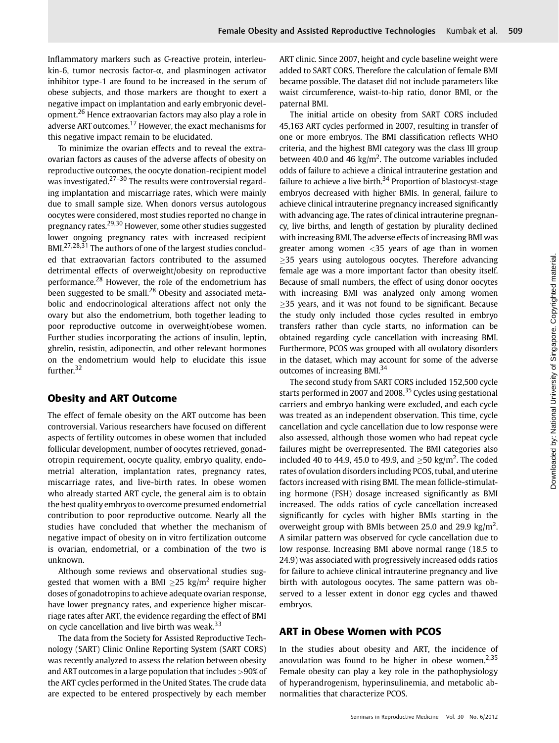Inflammatory markers such as C-reactive protein, interleukin-6, tumor necrosis factor-α, and plasminogen activator inhibitor type-1 are found to be increased in the serum of obese subjects, and those markers are thought to exert a negative impact on implantation and early embryonic development.[26] Hence extraovarian factors may also play a role in adverse ART outcomes.[17] However, the exact mechanisms for this negative impact remain to be elucidated.

To minimize the ovarian effects and to reveal the extraovarian factors as causes of the adverse affects of obesity on reproductive outcomes, the oocyte donation-recipient model was investigated.[27–30] The results were controversial regarding implantation and miscarriage rates, which were mainly due to small sample size. When donors versus autologous oocytes were considered, most studies reported no change in pregnancy rates.[29,30] However, some other studies suggested lower ongoing pregnancy rates with increased recipient BMI.[27,28,31] The authors of one of the largest studies concluded that extraovarian factors contributed to the assumed detrimental effects of overweight/obesity on reproductive performance.[28] However, the role of the endometrium has been suggested to be small.[28] Obesity and associated metabolic and endocrinological alterations affect not only the ovary but also the endometrium, both together leading to poor reproductive outcome in overweight/obese women. Further studies incorporating the actions of insulin, leptin, ghrelin, resistin, adiponectin, and other relevant hormones on the endometrium would help to elucidate this issue further.[32]

## Obesity and ART Outcome

The effect of female obesity on the ART outcome has been controversial. Various researchers have focused on different aspects of fertility outcomes in obese women that included follicular development, number of oocytes retrieved, gonadotropin requirement, oocyte quality, embryo quality, endometrial alteration, implantation rates, pregnancy rates, miscarriage rates, and live-birth rates. In obese women who already started ART cycle, the general aim is to obtain the best quality embryos to overcome presumed endometrial contribution to poor reproductive outcome. Nearly all the studies have concluded that whether the mechanism of negative impact of obesity on in vitro fertilization outcome is ovarian, endometrial, or a combination of the two is unknown.

Although some reviews and observational studies suggested that women with a BMI $\geq$25 kg/m$^2$ require higher doses of gonadotropins to achieve adequate ovarian response, have lower pregnancy rates, and experience higher miscarriage rates after ART, the evidence regarding the effect of BMI on cycle cancellation and live birth was weak.[33]

The data from the Society for Assisted Reproductive Technology (SART) Clinic Online Reporting System (SART CORS) was recently analyzed to assess the relation between obesity and ART outcomes in a large population that includes >90% of the ART cycles performed in the United States. The crude data are expected to be entered prospectively by each member ART clinic. Since 2007, height and cycle baseline weight were added to SART CORS. Therefore the calculation of female BMI became possible. The dataset did not include parameters like waist circumference, waist-to-hip ratio, donor BMI, or the paternal BMI.

The initial article on obesity from SART CORS included 45,163 ART cycles performed in 2007, resulting in transfer of one or more embryos. The BMI classification reflects WHO criteria, and the highest BMI category was the class III group between 40.0 and 46 kg/m$^2$. The outcome variables included odds of failure to achieve a clinical intrauterine gestation and failure to achieve a live birth.[34] Proportion of blastocyst-stage embryos decreased with higher BMIs. In general, failure to achieve clinical intrauterine pregnancy increased significantly with advancing age. The rates of clinical intrauterine pregnancy, live births, and length of gestation by plurality declined with increasing BMI. The adverse effects of increasing BMI was greater among women <35 years of age than in women $\geq$35 years using autologous oocytes. Therefore advancing female age was a more important factor than obesity itself. Because of small numbers, the effect of using donor oocytes with increasing BMI was analyzed only among women $\geq$35 years, and it was not found to be significant. Because the study only included those cycles resulted in embryo transfers rather than cycle starts, no information can be obtained regarding cycle cancellation with increasing BMI. Furthermore, PCOS was grouped with all ovulatory disorders in the dataset, which may account for some of the adverse outcomes of increasing BMI.[34]

The second study from SART CORS included 152,500 cycle starts performed in 2007 and 2008.[35] Cycles using gestational carriers and embryo banking were excluded, and each cycle was treated as an independent observation. This time, cycle cancellation and cycle cancellation due to low response were also assessed, although those women who had repeat cycle failures might be overrepresented. The BMI categories also included 40 to 44.9, 45.0 to 49.9, and $\geq$50 kg/m$^2$. The coded rates of ovulation disorders including PCOS, tubal, and uterine factors increased with rising BMI. The mean follicle-stimulating hormone (FSH) dosage increased significantly as BMI increased. The odds ratios of cycle cancellation increased significantly for cycles with higher BMIs starting in the overweight group with BMIs between 25.0 and 29.9 kg/m$^2$. A similar pattern was observed for cycle cancellation due to low response. Increasing BMI above normal range (18.5 to 24.9) was associated with progressively increased odds ratios for failure to achieve clinical intrauterine pregnancy and live birth with autologous oocytes. The same pattern was observed to a lesser extent in donor egg cycles and thawed embryos.

## ART in Obese Women with PCOS

In the studies about obesity and ART, the incidence of anovulation was found to be higher in obese women.[2,35] Female obesity can play a key role in the pathophysiology of hyperandrogenism, hyperinsulinemia, and metabolic abnormalities that characterize PCOS.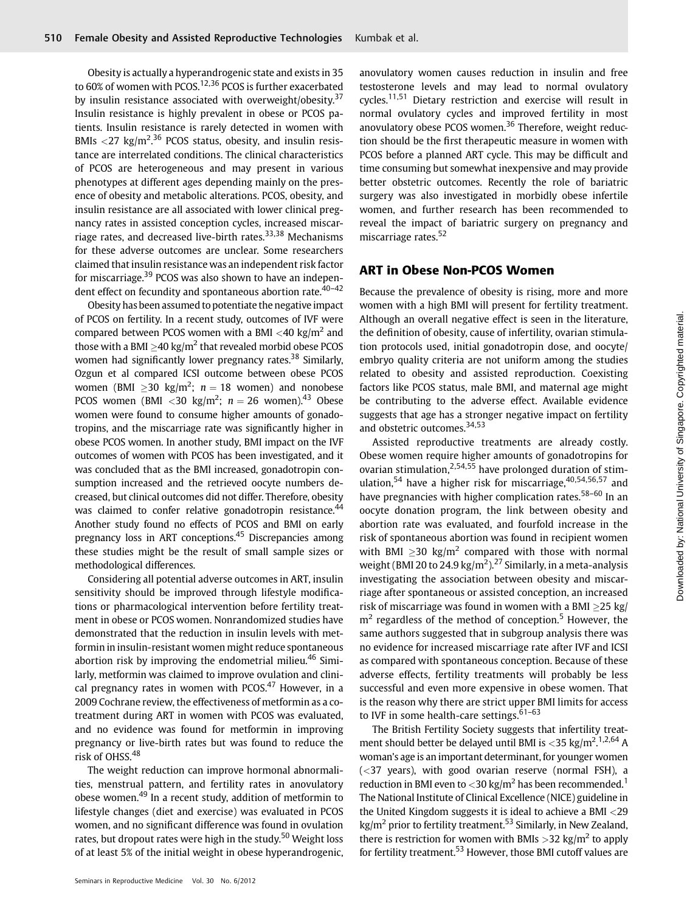Obesity is actually a hyperandrogenic state and exists in 35 to 60% of women with PCOS.[12,36] PCOS is further exacerbated by insulin resistance associated with overweight/obesity.[37] Insulin resistance is highly prevalent in obese or PCOS patients. Insulin resistance is rarely detected in women with BMIs $<27$ kg/m$^2$.[36] PCOS status, obesity, and insulin resistance are interrelated conditions. The clinical characteristics of PCOS are heterogeneous and may present in various phenotypes at different ages depending mainly on the presence of obesity and metabolic alterations. PCOS, obesity, and insulin resistance are all associated with lower clinical pregnancy rates in assisted conception cycles, increased miscarriage rates, and decreased live-birth rates.[33,38] Mechanisms for these adverse outcomes are unclear. Some researchers claimed that insulin resistance was an independent risk factor for miscarriage.[39] PCOS was also shown to have an independent effect on fecundity and spontaneous abortion rate.[40–42]

Obesity has been assumed to potentiate the negative impact of PCOS on fertility. In a recent study, outcomes of IVF were compared between PCOS women with a BMI $<40$ kg/m$^2$ and those with a BMI $\geq 40$ kg/m$^2$ that revealed morbid obese PCOS women had significantly lower pregnancy rates.[38] Similarly, Ozgun et al compared ICSI outcome between obese PCOS women (BMI $\geq 30$ kg/m$^2$; $n = 18$ women) and nonobese PCOS women (BMI $<30$ kg/m$^2$; $n = 26$ women).[43] Obese women were found to consume higher amounts of gonadotropins, and the miscarriage rate was significantly higher in obese PCOS women. In another study, BMI impact on the IVF outcomes of women with PCOS has been investigated, and it was concluded that as the BMI increased, gonadotropin consumption increased and the retrieved oocyte numbers decreased, but clinical outcomes did not differ. Therefore, obesity was claimed to confer relative gonadotropin resistance.[44] Another study found no effects of PCOS and BMI on early pregnancy loss in ART conceptions.[45] Discrepancies among these studies might be the result of small sample sizes or methodological differences.

Considering all potential adverse outcomes in ART, insulin sensitivity should be improved through lifestyle modifications or pharmacological intervention before fertility treatment in obese or PCOS women. Nonrandomized studies have demonstrated that the reduction in insulin levels with metformin in insulin-resistant women might reduce spontaneous abortion risk by improving the endometrial milieu.[46] Similarly, metformin was claimed to improve ovulation and clinical pregnancy rates in women with PCOS.[47] However, in a 2009 Cochrane review, the effectiveness of metformin as a cotreatment during ART in women with PCOS was evaluated, and no evidence was found for metformin in improving pregnancy or live-birth rates but was found to reduce the risk of OHSS.[48]

The weight reduction can improve hormonal abnormalities, menstrual pattern, and fertility rates in anovulatory obese women.[49] In a recent study, addition of metformin to lifestyle changes (diet and exercise) was evaluated in PCOS women, and no significant difference was found in ovulation rates, but dropout rates were high in the study.[50] Weight loss of at least 5% of the initial weight in obese hyperandrogenic, anovulatory women causes reduction in insulin and free testosterone levels and may lead to normal ovulatory cycles.[11,51] Dietary restriction and exercise will result in normal ovulatory cycles and improved fertility in most anovulatory obese PCOS women.[36] Therefore, weight reduction should be the first therapeutic measure in women with PCOS before a planned ART cycle. This may be difficult and time consuming but somewhat inexpensive and may provide better obstetric outcomes. Recently the role of bariatric surgery was also investigated in morbidly obese infertile women, and further research has been recommended to reveal the impact of bariatric surgery on pregnancy and miscarriage rates.[52]

## ART in Obese Non-PCOS Women

Because the prevalence of obesity is rising, more and more women with a high BMI will present for fertility treatment. Although an overall negative effect is seen in the literature, the definition of obesity, cause of infertility, ovarian stimulation protocols used, initial gonadotropin dose, and oocyte/embryo quality criteria are not uniform among the studies related to obesity and assisted reproduction. Coexisting factors like PCOS status, male BMI, and maternal age might be contributing to the adverse effect. Available evidence suggests that age has a stronger negative impact on fertility and obstetric outcomes.[34,53]

Assisted reproductive treatments are already costly. Obese women require higher amounts of gonadotropins for ovarian stimulation,[2,54,55] have prolonged duration of stimulation,[54] have a higher risk for miscarriage,[40,54,56,57] and have pregnancies with higher complication rates.[58–60] In an oocyte donation program, the link between obesity and abortion rate was evaluated, and fourfold increase in the risk of spontaneous abortion was found in recipient women with BMI $\geq 30$ kg/m$^2$ compared with those with normal weight (BMI 20 to 24.9 kg/m$^2$).[27] Similarly, in a meta-analysis investigating the association between obesity and miscarriage after spontaneous or assisted conception, an increased risk of miscarriage was found in women with a BMI $\geq 25$ kg/m$^2$ regardless of the method of conception.[5] However, the same authors suggested that in subgroup analysis there was no evidence for increased miscarriage rate after IVF and ICSI as compared with spontaneous conception. Because of these adverse effects, fertility treatments will probably be less successful and even more expensive in obese women. That is the reason why there are strict upper BMI limits for access to IVF in some health-care settings.[61–63]

The British Fertility Society suggests that infertility treatment should better be delayed until BMI is $<35$ kg/m$^2$.[1,2,64] A woman's age is an important determinant, for younger women ($<37$ years), with good ovarian reserve (normal FSH), a reduction in BMI even to $<30$ kg/m$^2$ has been recommended.[1] The National Institute of Clinical Excellence (NICE) guideline in the United Kingdom suggests it is ideal to achieve a BMI $<29$ kg/m$^2$ prior to fertility treatment.[53] Similarly, in New Zealand, there is restriction for women with BMIs $>32$ kg/m$^2$ to apply for fertility treatment.[53] However, those BMI cutoff values are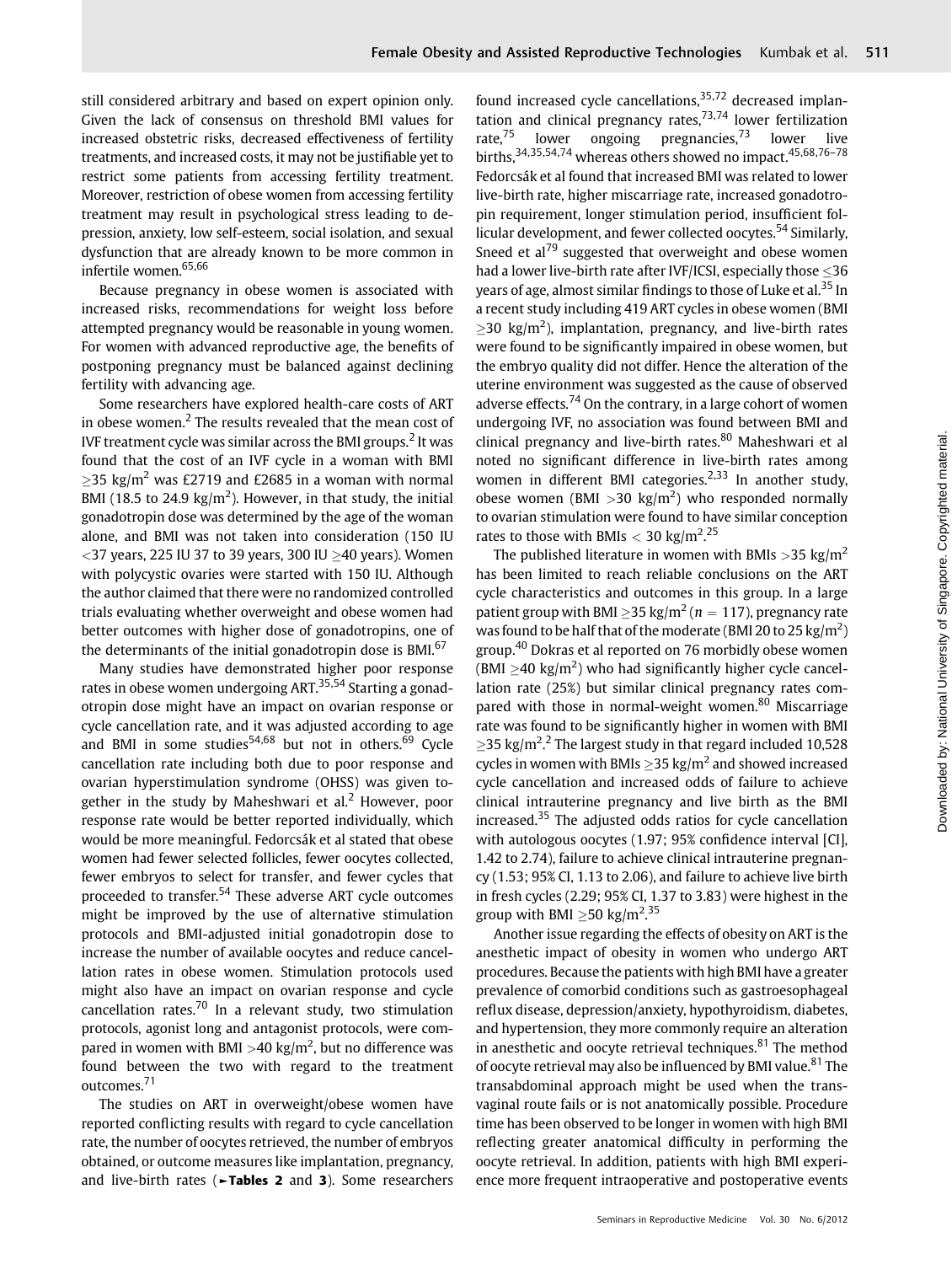still considered arbitrary and based on expert opinion only. Given the lack of consensus on threshold BMI values for increased obstetric risks, decreased effectiveness of fertility treatments, and increased costs, it may not be justifiable yet to restrict some patients from accessing fertility treatment. Moreover, restriction of obese women from accessing fertility treatment may result in psychological stress leading to depression, anxiety, low self-esteem, social isolation, and sexual dysfunction that are already known to be more common in infertile women.[65,66]

Because pregnancy in obese women is associated with increased risks, recommendations for weight loss before attempted pregnancy would be reasonable in young women. For women with advanced reproductive age, the benefits of postponing pregnancy must be balanced against declining fertility with advancing age.

Some researchers have explored health-care costs of ART in obese women.[2] The results revealed that the mean cost of IVF treatment cycle was similar across the BMI groups.[2] It was found that the cost of an IVF cycle in a woman with BMI $\geq$35 kg/m$^2$ was £2719 and £2685 in a woman with normal BMI (18.5 to 24.9 kg/m$^2$). However, in that study, the initial gonadotropin dose was determined by the age of the woman alone, and BMI was not taken into consideration (150 IU <37 years, 225 IU 37 to 39 years, 300 IU $\geq$40 years). Women with polycystic ovaries were started with 150 IU. Although the author claimed that there were no randomized controlled trials evaluating whether overweight and obese women had better outcomes with higher dose of gonadotropins, one of the determinants of the initial gonadotropin dose is BMI.[67]

Many studies have demonstrated higher poor response rates in obese women undergoing ART.[35,54] Starting a gonadotropin dose might have an impact on ovarian response or cycle cancellation rate, and it was adjusted according to age and BMI in some studies[54,68] but not in others.[69] Cycle cancellation rate including both due to poor response and ovarian hyperstimulation syndrome (OHSS) was given together in the study by Maheshwari et al.[2] However, poor response rate would be better reported individually, which would be more meaningful. Fedorcsák et al stated that obese women had fewer selected follicles, fewer oocytes collected, fewer embryos to select for transfer, and fewer cycles that proceeded to transfer.[54] These adverse ART cycle outcomes might be improved by the use of alternative stimulation protocols and BMI-adjusted initial gonadotropin dose to increase the number of available oocytes and reduce cancellation rates in obese women. Stimulation protocols used might also have an impact on ovarian response and cycle cancellation rates.[70] In a relevant study, two stimulation protocols, agonist long and antagonist protocols, were compared in women with BMI >40 kg/m$^2$, but no difference was found between the two with regard to the treatment outcomes.[71]

The studies on ART in overweight/obese women have reported conflicting results with regard to cycle cancellation rate, the number of oocytes retrieved, the number of embryos obtained, or outcome measures like implantation, pregnancy, and live-birth rates (►**Tables 2** and **3**). Some researchers found increased cycle cancellations,[35,72] decreased implantation and clinical pregnancy rates,[73,74] lower fertilization rate,[75] lower ongoing pregnancies,[73] lower live births,[34,35,54,74] whereas others showed no impact.[45,68,76–78] Fedorcsák et al found that increased BMI was related to lower live-birth rate, higher miscarriage rate, increased gonadotropin requirement, longer stimulation period, insufficient follicular development, and fewer collected oocytes.[54] Similarly, Sneed et al[79] suggested that overweight and obese women had a lower live-birth rate after IVF/ICSI, especially those $\leq$36 years of age, almost similar findings to those of Luke et al.[35] In a recent study including 419 ART cycles in obese women (BMI $\geq$30 kg/m$^2$), implantation, pregnancy, and live-birth rates were found to be significantly impaired in obese women, but the embryo quality did not differ. Hence the alteration of the uterine environment was suggested as the cause of observed adverse effects.[74] On the contrary, in a large cohort of women undergoing IVF, no association was found between BMI and clinical pregnancy and live-birth rates.[80] Maheshwari et al noted no significant difference in live-birth rates among women in different BMI categories.[2,33] In another study, obese women (BMI >30 kg/m$^2$) who responded normally to ovarian stimulation were found to have similar conception rates to those with BMIs < 30 kg/m$^2$.[25]

The published literature in women with BMIs >35 kg/m$^2$ has been limited to reach reliable conclusions on the ART cycle characteristics and outcomes in this group. In a large patient group with BMI $\geq$35 kg/m$^2$ ($n$ = 117), pregnancy rate was found to be half that of the moderate (BMI 20 to 25 kg/m$^2$) group.[40] Dokras et al reported on 76 morbidly obese women (BMI $\geq$40 kg/m$^2$) who had significantly higher cycle cancellation rate (25%) but similar clinical pregnancy rates compared with those in normal-weight women.[80] Miscarriage rate was found to be significantly higher in women with BMI $\geq$35 kg/m$^2$.[2] The largest study in that regard included 10,528 cycles in women with BMIs $\geq$35 kg/m$^2$ and showed increased cycle cancellation and increased odds of failure to achieve clinical intrauterine pregnancy and live birth as the BMI increased.[35] The adjusted odds ratios for cycle cancellation with autologous oocytes (1.97; 95% confidence interval [CI], 1.42 to 2.74), failure to achieve clinical intrauterine pregnancy (1.53; 95% CI, 1.13 to 2.06), and failure to achieve live birth in fresh cycles (2.29; 95% CI, 1.37 to 3.83) were highest in the group with BMI $\geq$50 kg/m$^2$.[35]

Another issue regarding the effects of obesity on ART is the anesthetic impact of obesity in women who undergo ART procedures. Because the patients with high BMI have a greater prevalence of comorbid conditions such as gastroesophageal reflux disease, depression/anxiety, hypothyroidism, diabetes, and hypertension, they more commonly require an alteration in anesthetic and oocyte retrieval techniques.[81] The method of oocyte retrieval may also be influenced by BMI value.[81] The transabdominal approach might be used when the transvaginal route fails or is not anatomically possible. Procedure time has been observed to be longer in women with high BMI reflecting greater anatomical difficulty in performing the oocyte retrieval. In addition, patients with high BMI experience more frequent intraoperative and postoperative events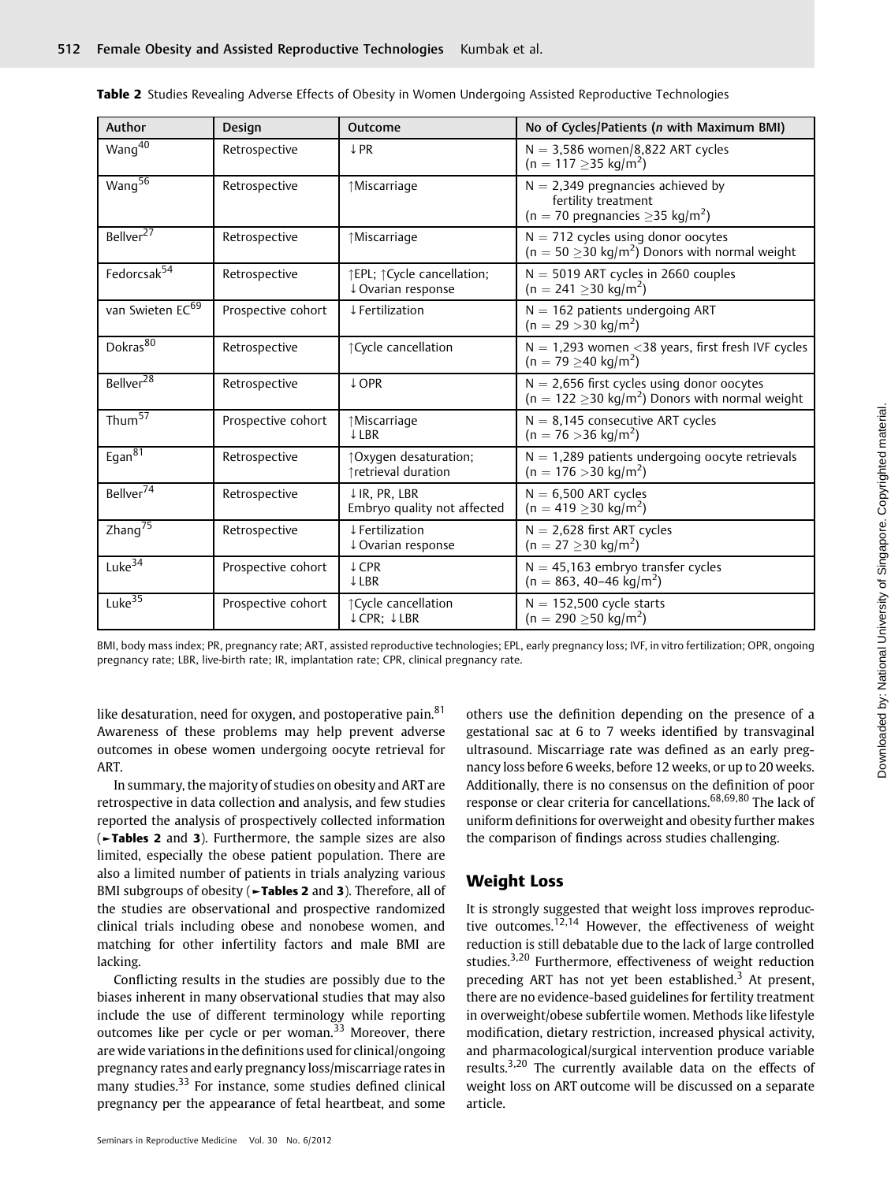**Table 2** Studies Revealing Adverse Effects of Obesity in Women Undergoing Assisted Reproductive Technologies

| Author | Design | Outcome | No of Cycles/Patients (n with Maximum BMI) |
|---|---|---|---|
| Wang[40] | Retrospective | ↓PR | N = 3,586 women/8,822 ART cycles (n = 117 ≥35 kg/m$^2$) |
| Wang[56] | Retrospective | ↑Miscarriage | N = 2,349 pregnancies achieved by fertility treatment (n = 70 pregnancies ≥35 kg/m$^2$) |
| Bellver[27] | Retrospective | ↑Miscarriage | N = 712 cycles using donor oocytes (n = 50 ≥30 kg/m$^2$) Donors with normal weight |
| Fedorcsak[54] | Retrospective | ↑EPL; ↑Cycle cancellation; ↓Ovarian response | N = 5019 ART cycles in 2660 couples (n = 241 ≥30 kg/m$^2$) |
| van Swieten EC[69] | Prospective cohort | ↓Fertilization | N = 162 patients undergoing ART (n = 29 >30 kg/m$^2$) |
| Dokras[80] | Retrospective | ↑Cycle cancellation | N = 1,293 women <38 years, first fresh IVF cycles (n = 79 ≥40 kg/m$^2$) |
| Bellver[28] | Retrospective | ↓OPR | N = 2,656 first cycles using donor oocytes (n = 122 ≥30 kg/m$^2$) Donors with normal weight |
| Thum[57] | Prospective cohort | ↑Miscarriage ↓LBR | N = 8,145 consecutive ART cycles (n = 76 >36 kg/m$^2$) |
| Egan[81] | Retrospective | ↑Oxygen desaturation; ↑retrieval duration | N = 1,289 patients undergoing oocyte retrievals (n = 176 >30 kg/m$^2$) |
| Bellver[74] | Retrospective | ↓IR, PR, LBR Embryo quality not affected | N = 6,500 ART cycles (n = 419 ≥30 kg/m$^2$) |
| Zhang[75] | Retrospective | ↓Fertilization ↓Ovarian response | N = 2,628 first ART cycles (n = 27 ≥30 kg/m$^2$) |
| Luke[34] | Prospective cohort | ↓CPR ↓LBR | N = 45,163 embryo transfer cycles (n = 863, 40–46 kg/m$^2$) |
| Luke[35] | Prospective cohort | ↑Cycle cancellation ↓CPR; ↓LBR | N = 152,500 cycle starts (n = 290 ≥50 kg/m$^2$) |

BMI, body mass index; PR, pregnancy rate; ART, assisted reproductive technologies; EPL, early pregnancy loss; IVF, in vitro fertilization; OPR, ongoing pregnancy rate; LBR, live-birth rate; IR, implantation rate; CPR, clinical pregnancy rate.

like desaturation, need for oxygen, and postoperative pain.[81] Awareness of these problems may help prevent adverse outcomes in obese women undergoing oocyte retrieval for ART.

In summary, the majority of studies on obesity and ART are retrospective in data collection and analysis, and few studies reported the analysis of prospectively collected information (►Tables 2 and 3). Furthermore, the sample sizes are also limited, especially the obese patient population. There are also a limited number of patients in trials analyzing various BMI subgroups of obesity (►Tables 2 and 3). Therefore, all of the studies are observational and prospective randomized clinical trials including obese and nonobese women, and matching for other infertility factors and male BMI are lacking.

Conflicting results in the studies are possibly due to the biases inherent in many observational studies that may also include the use of different terminology while reporting outcomes like per cycle or per woman.[33] Moreover, there are wide variations in the definitions used for clinical/ongoing pregnancy rates and early pregnancy loss/miscarriage rates in many studies.[33] For instance, some studies defined clinical pregnancy per the appearance of fetal heartbeat, and some others use the definition depending on the presence of a gestational sac at 6 to 7 weeks identified by transvaginal ultrasound. Miscarriage rate was defined as an early pregnancy loss before 6 weeks, before 12 weeks, or up to 20 weeks. Additionally, there is no consensus on the definition of poor response or clear criteria for cancellations.[68,69,80] The lack of uniform definitions for overweight and obesity further makes the comparison of findings across studies challenging.

## Weight Loss

It is strongly suggested that weight loss improves reproductive outcomes.[12,14] However, the effectiveness of weight reduction is still debatable due to the lack of large controlled studies.[3,20] Furthermore, effectiveness of weight reduction preceding ART has not yet been established.[3] At present, there are no evidence-based guidelines for fertility treatment in overweight/obese subfertile women. Methods like lifestyle modification, dietary restriction, increased physical activity, and pharmacological/surgical intervention produce variable results.[3,20] The currently available data on the effects of weight loss on ART outcome will be discussed on a separate article.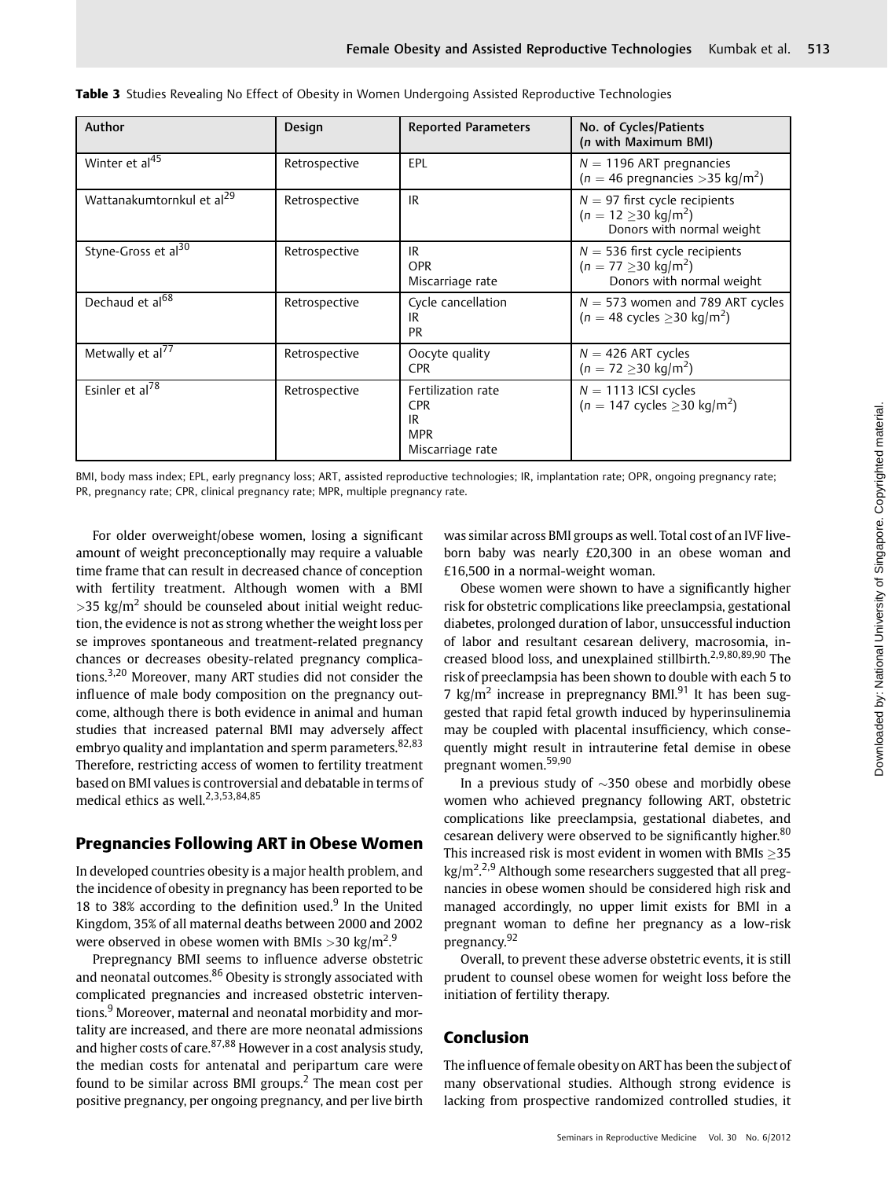**Table 3** Studies Revealing No Effect of Obesity in Women Undergoing Assisted Reproductive Technologies

| Author | Design | Reported Parameters | No. of Cycles/Patients (*n* with Maximum BMI) |
|---|---|---|---|
| Winter et al[45] | Retrospective | EPL | $N = 1196$ ART pregnancies ($n = 46$ pregnancies $>35$ kg/m$^2$) |
| Wattanakumtornkul et al[29] | Retrospective | IR | $N = 97$ first cycle recipients ($n = 12 \geq 30$ kg/m$^2$) Donors with normal weight |
| Styne-Gross et al[30] | Retrospective | IR<br>OPR<br>Miscarriage rate | $N = 536$ first cycle recipients ($n = 77 \geq 30$ kg/m$^2$) Donors with normal weight |
| Dechaud et al[68] | Retrospective | Cycle cancellation<br>IR<br>PR | $N = 573$ women and 789 ART cycles ($n = 48$ cycles $\geq 30$ kg/m$^2$) |
| Metwally et al[77] | Retrospective | Oocyte quality<br>CPR | $N = 426$ ART cycles ($n = 72 \geq 30$ kg/m$^2$) |
| Esinler et al[78] | Retrospective | Fertilization rate<br>CPR<br>IR<br>MPR<br>Miscarriage rate | $N = 1113$ ICSI cycles ($n = 147$ cycles $\geq 30$ kg/m$^2$) |

BMI, body mass index; EPL, early pregnancy loss; ART, assisted reproductive technologies; IR, implantation rate; OPR, ongoing pregnancy rate; PR, pregnancy rate; CPR, clinical pregnancy rate; MPR, multiple pregnancy rate.

For older overweight/obese women, losing a significant amount of weight preconceptionally may require a valuable time frame that can result in decreased chance of conception with fertility treatment. Although women with a BMI $>35$ kg/m$^2$ should be counseled about initial weight reduction, the evidence is not as strong whether the weight loss per se improves spontaneous and treatment-related pregnancy chances or decreases obesity-related pregnancy complications.[3,20] Moreover, many ART studies did not consider the influence of male body composition on the pregnancy outcome, although there is both evidence in animal and human studies that increased paternal BMI may adversely affect embryo quality and implantation and sperm parameters.[82,83] Therefore, restricting access of women to fertility treatment based on BMI values is controversial and debatable in terms of medical ethics as well.[2,3,53,84,85]

## Pregnancies Following ART in Obese Women

In developed countries obesity is a major health problem, and the incidence of obesity in pregnancy has been reported to be 18 to 38% according to the definition used.[9] In the United Kingdom, 35% of all maternal deaths between 2000 and 2002 were observed in obese women with BMIs $>30$ kg/m$^2$.[9]

Prepregnancy BMI seems to influence adverse obstetric and neonatal outcomes.[86] Obesity is strongly associated with complicated pregnancies and increased obstetric interventions.[9] Moreover, maternal and neonatal morbidity and mortality are increased, and there are more neonatal admissions and higher costs of care.[87,88] However in a cost analysis study, the median costs for antenatal and peripartum care were found to be similar across BMI groups.[2] The mean cost per positive pregnancy, per ongoing pregnancy, and per live birth was similar across BMI groups as well. Total cost of an IVF liveborn baby was nearly £20,300 in an obese woman and £16,500 in a normal-weight woman.

Obese women were shown to have a significantly higher risk for obstetric complications like preeclampsia, gestational diabetes, prolonged duration of labor, unsuccessful induction of labor and resultant cesarean delivery, macrosomia, increased blood loss, and unexplained stillbirth.[2,9,80,89,90] The risk of preeclampsia has been shown to double with each 5 to 7 kg/m$^2$ increase in prepregnancy BMI.[91] It has been suggested that rapid fetal growth induced by hyperinsulinemia may be coupled with placental insufficiency, which consequently might result in intrauterine fetal demise in obese pregnant women.[59,90]

In a previous study of ~350 obese and morbidly obese women who achieved pregnancy following ART, obstetric complications like preeclampsia, gestational diabetes, and cesarean delivery were observed to be significantly higher.[80] This increased risk is most evident in women with BMIs $\geq 35$ kg/m$^2$.[2,9] Although some researchers suggested that all pregnancies in obese women should be considered high risk and managed accordingly, no upper limit exists for BMI in a pregnant woman to define her pregnancy as a low-risk pregnancy.[92]

Overall, to prevent these adverse obstetric events, it is still prudent to counsel obese women for weight loss before the initiation of fertility therapy.

## Conclusion

The influence of female obesity on ART has been the subject of many observational studies. Although strong evidence is lacking from prospective randomized controlled studies, it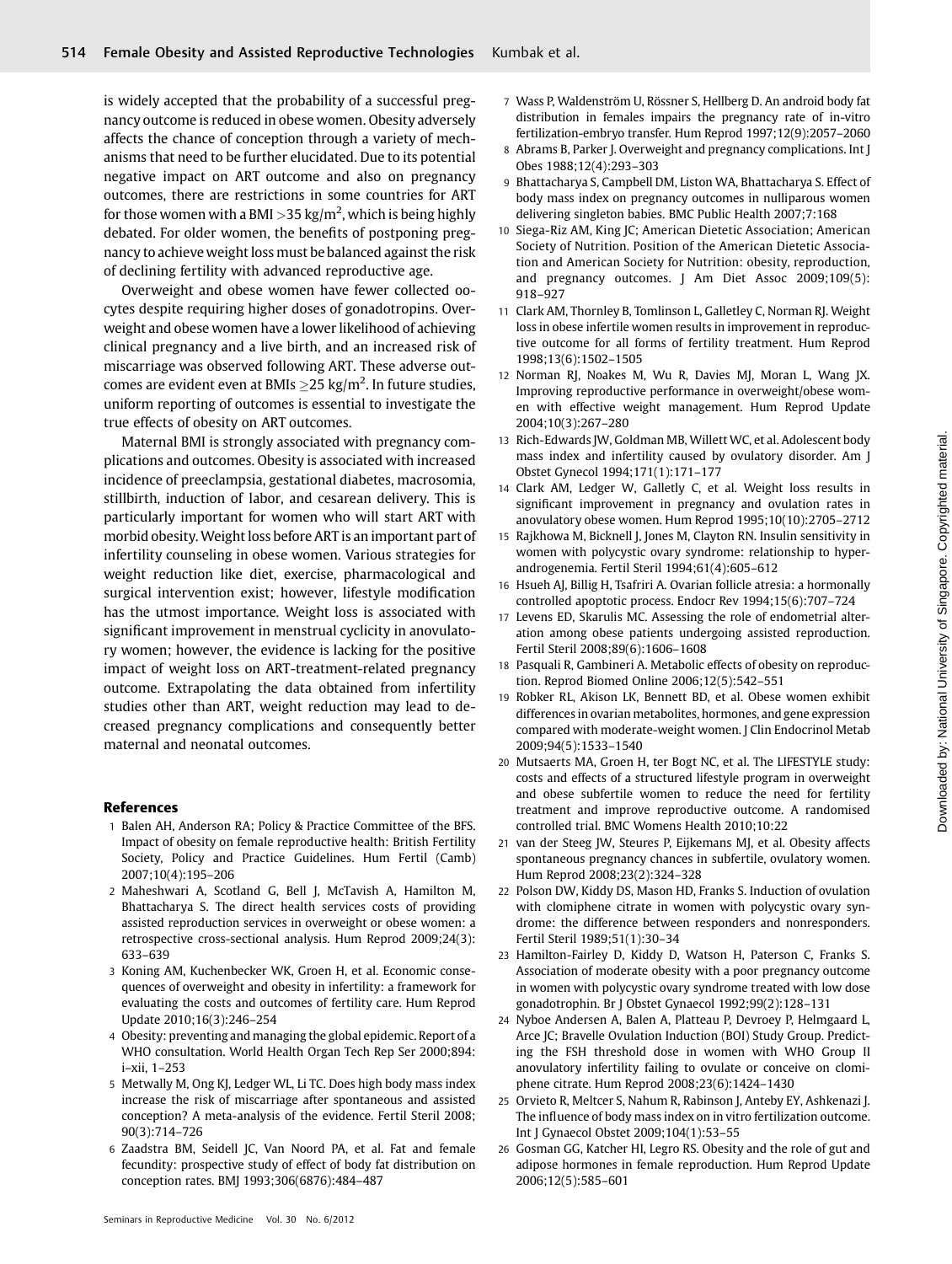is widely accepted that the probability of a successful pregnancy outcome is reduced in obese women. Obesity adversely affects the chance of conception through a variety of mechanisms that need to be further elucidated. Due to its potential negative impact on ART outcome and also on pregnancy outcomes, there are restrictions in some countries for ART for those women with a BMI $>35$ kg/m$^2$, which is being highly debated. For older women, the benefits of postponing pregnancy to achieve weight loss must be balanced against the risk of declining fertility with advanced reproductive age.

Overweight and obese women have fewer collected oocytes despite requiring higher doses of gonadotropins. Overweight and obese women have a lower likelihood of achieving clinical pregnancy and a live birth, and an increased risk of miscarriage was observed following ART. These adverse outcomes are evident even at BMIs $\geq 25$ kg/m$^2$. In future studies, uniform reporting of outcomes is essential to investigate the true effects of obesity on ART outcomes.

Maternal BMI is strongly associated with pregnancy complications and outcomes. Obesity is associated with increased incidence of preeclampsia, gestational diabetes, macrosomia, stillbirth, induction of labor, and cesarean delivery. This is particularly important for women who will start ART with morbid obesity. Weight loss before ART is an important part of infertility counseling in obese women. Various strategies for weight reduction like diet, exercise, pharmacological and surgical intervention exist; however, lifestyle modification has the utmost importance. Weight loss is associated with significant improvement in menstrual cyclicity in anovulatory women; however, the evidence is lacking for the positive impact of weight loss on ART-treatment-related pregnancy outcome. Extrapolating the data obtained from infertility studies other than ART, weight reduction may lead to decreased pregnancy complications and consequently better maternal and neonatal outcomes.

## References

1. Balen AH, Anderson RA; Policy & Practice Committee of the BFS. Impact of obesity on female reproductive health: British Fertility Society, Policy and Practice Guidelines. Hum Fertil (Camb) 2007;10(4):195–206
2. Maheshwari A, Scotland G, Bell J, McTavish A, Hamilton M, Bhattacharya S. The direct health services costs of providing assisted reproduction services in overweight or obese women: a retrospective cross-sectional analysis. Hum Reprod 2009;24(3): 633–639
3. Koning AM, Kuchenbecker WK, Groen H, et al. Economic consequences of overweight and obesity in infertility: a framework for evaluating the costs and outcomes of fertility care. Hum Reprod Update 2010;16(3):246–254
4. Obesity: preventing and managing the global epidemic. Report of a WHO consultation. World Health Organ Tech Rep Ser 2000;894: i–xii, 1–253
5. Metwally M, Ong KJ, Ledger WL, Li TC. Does high body mass index increase the risk of miscarriage after spontaneous and assisted conception? A meta-analysis of the evidence. Fertil Steril 2008; 90(3):714–726
6. Zaadstra BM, Seidell JC, Van Noord PA, et al. Fat and female fecundity: prospective study of effect of body fat distribution on conception rates. BMJ 1993;306(6876):484–487
7. Wass P, Waldenström U, Rössner S, Hellberg D. An android body fat distribution in females impairs the pregnancy rate of in-vitro fertilization-embryo transfer. Hum Reprod 1997;12(9):2057–2060
8. Abrams B, Parker J. Overweight and pregnancy complications. Int J Obes 1988;12(4):293–303
9. Bhattacharya S, Campbell DM, Liston WA, Bhattacharya S. Effect of body mass index on pregnancy outcomes in nulliparous women delivering singleton babies. BMC Public Health 2007;7:168
10. Siega-Riz AM, King JC; American Dietetic Association; American Society of Nutrition. Position of the American Dietetic Association and American Society for Nutrition: obesity, reproduction, and pregnancy outcomes. J Am Diet Assoc 2009;109(5): 918–927
11. Clark AM, Thornley B, Tomlinson L, Galletley C, Norman RJ. Weight loss in obese infertile women results in improvement in reproductive outcome for all forms of fertility treatment. Hum Reprod 1998;13(6):1502–1505
12. Norman RJ, Noakes M, Wu R, Davies MJ, Moran L, Wang JX. Improving reproductive performance in overweight/obese women with effective weight management. Hum Reprod Update 2004;10(3):267–280
13. Rich-Edwards JW, Goldman MB, Willett WC, et al. Adolescent body mass index and infertility caused by ovulatory disorder. Am J Obstet Gynecol 1994;171(1):171–177
14. Clark AM, Ledger W, Galletly C, et al. Weight loss results in significant improvement in pregnancy and ovulation rates in anovulatory obese women. Hum Reprod 1995;10(10):2705–2712
15. Rajkhowa M, Bicknell J, Jones M, Clayton RN. Insulin sensitivity in women with polycystic ovary syndrome: relationship to hyperandrogenemia. Fertil Steril 1994;61(4):605–612
16. Hsueh AJ, Billig H, Tsafriri A. Ovarian follicle atresia: a hormonally controlled apoptotic process. Endocr Rev 1994;15(6):707–724
17. Levens ED, Skarulis MC. Assessing the role of endometrial alteration among obese patients undergoing assisted reproduction. Fertil Steril 2008;89(6):1606–1608
18. Pasquali R, Gambineri A. Metabolic effects of obesity on reproduction. Reprod Biomed Online 2006;12(5):542–551
19. Robker RL, Akison LK, Bennett BD, et al. Obese women exhibit differences in ovarian metabolites, hormones, and gene expression compared with moderate-weight women. J Clin Endocrinol Metab 2009;94(5):1533–1540
20. Mutsaerts MA, Groen H, ter Bogt NC, et al. The LIFESTYLE study: costs and effects of a structured lifestyle program in overweight and obese subfertile women to reduce the need for fertility treatment and improve reproductive outcome. A randomised controlled trial. BMC Womens Health 2010;10:22
21. van der Steeg JW, Steures P, Eijkemans MJ, et al. Obesity affects spontaneous pregnancy chances in subfertile, ovulatory women. Hum Reprod 2008;23(2):324–328
22. Polson DW, Kiddy DS, Mason HD, Franks S. Induction of ovulation with clomiphene citrate in women with polycystic ovary syndrome: the difference between responders and nonresponders. Fertil Steril 1989;51(1):30–34
23. Hamilton-Fairley D, Kiddy D, Watson H, Paterson C, Franks S. Association of moderate obesity with a poor pregnancy outcome in women with polycystic ovary syndrome treated with low dose gonadotrophin. Br J Obstet Gynaecol 1992;99(2):128–131
24. Nyboe Andersen A, Balen A, Platteau P, Devroey P, Helmgaard L, Arce JC; Bravelle Ovulation Induction (BOI) Study Group. Predicting the FSH threshold dose in women with WHO Group II anovulatory infertility failing to ovulate or conceive on clomiphene citrate. Hum Reprod 2008;23(6):1424–1430
25. Orvieto R, Meltcer S, Nahum R, Rabinson J, Anteby EY, Ashkenazi J. The influence of body mass index on in vitro fertilization outcome. Int J Gynaecol Obstet 2009;104(1):53–55
26. Gosman GG, Katcher HI, Legro RS. Obesity and the role of gut and adipose hormones in female reproduction. Hum Reprod Update 2006;12(5):585–601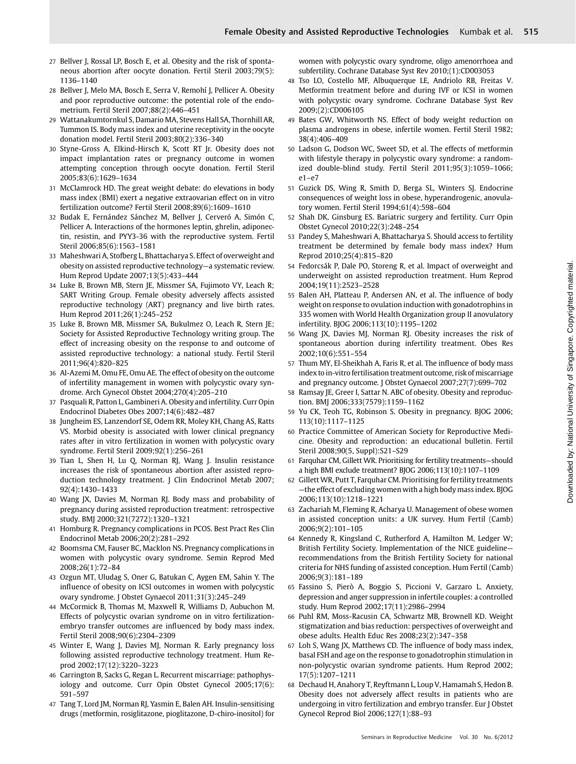27 Bellver J, Rossal LP, Bosch E, et al. Obesity and the risk of spontaneous abortion after oocyte donation. Fertil Steril 2003;79(5):1136–1140

28 Bellver J, Melo MA, Bosch E, Serra V, Remohí J, Pellicer A. Obesity and poor reproductive outcome: the potential role of the endometrium. Fertil Steril 2007;88(2):446–451

29 Wattanakumtornkul S, Damario MA, Stevens Hall SA, Thornhill AR, Tummon IS. Body mass index and uterine receptivity in the oocyte donation model. Fertil Steril 2003;80(2):336–340

30 Styne-Gross A, Elkind-Hirsch K, Scott RT Jr. Obesity does not impact implantation rates or pregnancy outcome in women attempting conception through oocyte donation. Fertil Steril 2005;83(6):1629–1634

31 McClamrock HD. The great weight debate: do elevations in body mass index (BMI) exert a negative extraovarian effect on in vitro fertilization outcome? Fertil Steril 2008;89(6):1609–1610

32 Budak E, Fernández Sánchez M, Bellver J, Cerveró A, Simón C, Pellicer A. Interactions of the hormones leptin, ghrelin, adiponectin, resistin, and PYY3-36 with the reproductive system. Fertil Steril 2006;85(6):1563–1581

33 Maheshwari A, Stofberg L, Bhattacharya S. Effect of overweight and obesity on assisted reproductive technology—a systematic review. Hum Reprod Update 2007;13(5):433–444

34 Luke B, Brown MB, Stern JE, Missmer SA, Fujimoto VY, Leach R; SART Writing Group. Female obesity adversely affects assisted reproductive technology (ART) pregnancy and live birth rates. Hum Reprod 2011;26(1):245–252

35 Luke B, Brown MB, Missmer SA, Bukulmez O, Leach R, Stern JE; Society for Assisted Reproductive Technology writing group. The effect of increasing obesity on the response to and outcome of assisted reproductive technology: a national study. Fertil Steril 2011;96(4):820–825

36 Al-Azemi M, Omu FE, Omu AE. The effect of obesity on the outcome of infertility management in women with polycystic ovary syndrome. Arch Gynecol Obstet 2004;270(4):205–210

37 Pasquali R, Patton L, Gambineri A. Obesity and infertility. Curr Opin Endocrinol Diabetes Obes 2007;14(6):482–487

38 Jungheim ES, Lanzendorf SE, Odem RR, Moley KH, Chang AS, Ratts VS. Morbid obesity is associated with lower clinical pregnancy rates after in vitro fertilization in women with polycystic ovary syndrome. Fertil Steril 2009;92(1):256–261

39 Tian L, Shen H, Lu Q, Norman RJ, Wang J. Insulin resistance increases the risk of spontaneous abortion after assisted reproduction technology treatment. J Clin Endocrinol Metab 2007;92(4):1430–1433

40 Wang JX, Davies M, Norman RJ. Body mass and probability of pregnancy during assisted reproduction treatment: retrospective study. BMJ 2000;321(7272):1320–1321

41 Homburg R. Pregnancy complications in PCOS. Best Pract Res Clin Endocrinol Metab 2006;20(2):281–292

42 Boomsma CM, Fauser BC, Macklon NS. Pregnancy complications in women with polycystic ovary syndrome. Semin Reprod Med 2008;26(1):72–84

43 Ozgun MT, Uludag S, Oner G, Batukan C, Aygen EM, Sahin Y. The influence of obesity on ICSI outcomes in women with polycystic ovary syndrome. J Obstet Gynaecol 2011;31(3):245–249

44 McCormick B, Thomas M, Maxwell R, Williams D, Aubuchon M. Effects of polycystic ovarian syndrome on in vitro fertilization-embryo transfer outcomes are influenced by body mass index. Fertil Steril 2008;90(6):2304–2309

45 Winter E, Wang J, Davies MJ, Norman R. Early pregnancy loss following assisted reproductive technology treatment. Hum Reprod 2002;17(12):3220–3223

46 Carrington B, Sacks G, Regan L. Recurrent miscarriage: pathophysiology and outcome. Curr Opin Obstet Gynecol 2005;17(6):591–597

47 Tang T, Lord JM, Norman RJ, Yasmin E, Balen AH. Insulin-sensitising drugs (metformin, rosiglitazone, pioglitazone, D-chiro-inositol) for women with polycystic ovary syndrome, oligo amenorrhoea and subfertility. Cochrane Database Syst Rev 2010;(1):CD003053

48 Tso LO, Costello MF, Albuquerque LE, Andriolo RB, Freitas V. Metformin treatment before and during IVF or ICSI in women with polycystic ovary syndrome. Cochrane Database Syst Rev 2009;(2):CD006105

49 Bates GW, Whitworth NS. Effect of body weight reduction on plasma androgens in obese, infertile women. Fertil Steril 1982;38(4):406–409

50 Ladson G, Dodson WC, Sweet SD, et al. The effects of metformin with lifestyle therapy in polycystic ovary syndrome: a randomized double-blind study. Fertil Steril 2011;95(3):1059–1066; e1–e7

51 Guzick DS, Wing R, Smith D, Berga SL, Winters SJ. Endocrine consequences of weight loss in obese, hyperandrogenic, anovulatory women. Fertil Steril 1994;61(4):598–604

52 Shah DK, Ginsburg ES. Bariatric surgery and fertility. Curr Opin Obstet Gynecol 2010;22(3):248–254

53 Pandey S, Maheshwari A, Bhattacharya S. Should access to fertility treatment be determined by female body mass index? Hum Reprod 2010;25(4):815–820

54 Fedorcsák P, Dale PO, Storeng R, et al. Impact of overweight and underweight on assisted reproduction treatment. Hum Reprod 2004;19(11):2523–2528

55 Balen AH, Platteau P, Andersen AN, et al. The influence of body weight on response to ovulation induction with gonadotrophins in 335 women with World Health Organization group II anovulatory infertility. BJOG 2006;113(10):1195–1202

56 Wang JX, Davies MJ, Norman RJ. Obesity increases the risk of spontaneous abortion during infertility treatment. Obes Res 2002;10(6):551–554

57 Thum MY, El-Sheikhah A, Faris R, et al. The influence of body mass index to in-vitro fertilisation treatment outcome, risk of miscarriage and pregnancy outcome. J Obstet Gynaecol 2007;27(7):699–702

58 Ramsay JE, Greer I, Sattar N. ABC of obesity. Obesity and reproduction. BMJ 2006;333(7579):1159–1162

59 Yu CK, Teoh TG, Robinson S. Obesity in pregnancy. BJOG 2006;113(10):1117–1125

60 Practice Committee of American Society for Reproductive Medicine. Obesity and reproduction: an educational bulletin. Fertil Steril 2008;90(5, Suppl):S21–S29

61 Farquhar CM, Gillett WR. Prioritising for fertility treatments—should a high BMI exclude treatment? BJOG 2006;113(10):1107–1109

62 Gillett WR, Putt T, Farquhar CM. Prioritising for fertility treatments—the effect of excluding women with a high body mass index. BJOG 2006;113(10):1218–1221

63 Zachariah M, Fleming R, Acharya U. Management of obese women in assisted conception units: a UK survey. Hum Fertil (Camb) 2006;9(2):101–105

64 Kennedy R, Kingsland C, Rutherford A, Hamilton M, Ledger W; British Fertility Society. Implementation of the NICE guideline—recommendations from the British Fertility Society for national criteria for NHS funding of assisted conception. Hum Fertil (Camb) 2006;9(3):181–189

65 Fassino S, Pierò A, Boggio S, Piccioni V, Garzaro L. Anxiety, depression and anger suppression in infertile couples: a controlled study. Hum Reprod 2002;17(11):2986–2994

66 Puhl RM, Moss-Racusin CA, Schwartz MB, Brownell KD. Weight stigmatization and bias reduction: perspectives of overweight and obese adults. Health Educ Res 2008;23(2):347–358

67 Loh S, Wang JX, Matthews CD. The influence of body mass index, basal FSH and age on the response to gonadotrophin stimulation in non-polycystic ovarian syndrome patients. Hum Reprod 2002;17(5):1207–1211

68 Dechaud H, Anahory T, Reyftmann L, Loup V, Hamamah S, Hedon B. Obesity does not adversely affect results in patients who are undergoing in vitro fertilization and embryo transfer. Eur J Obstet Gynecol Reprod Biol 2006;127(1):88–93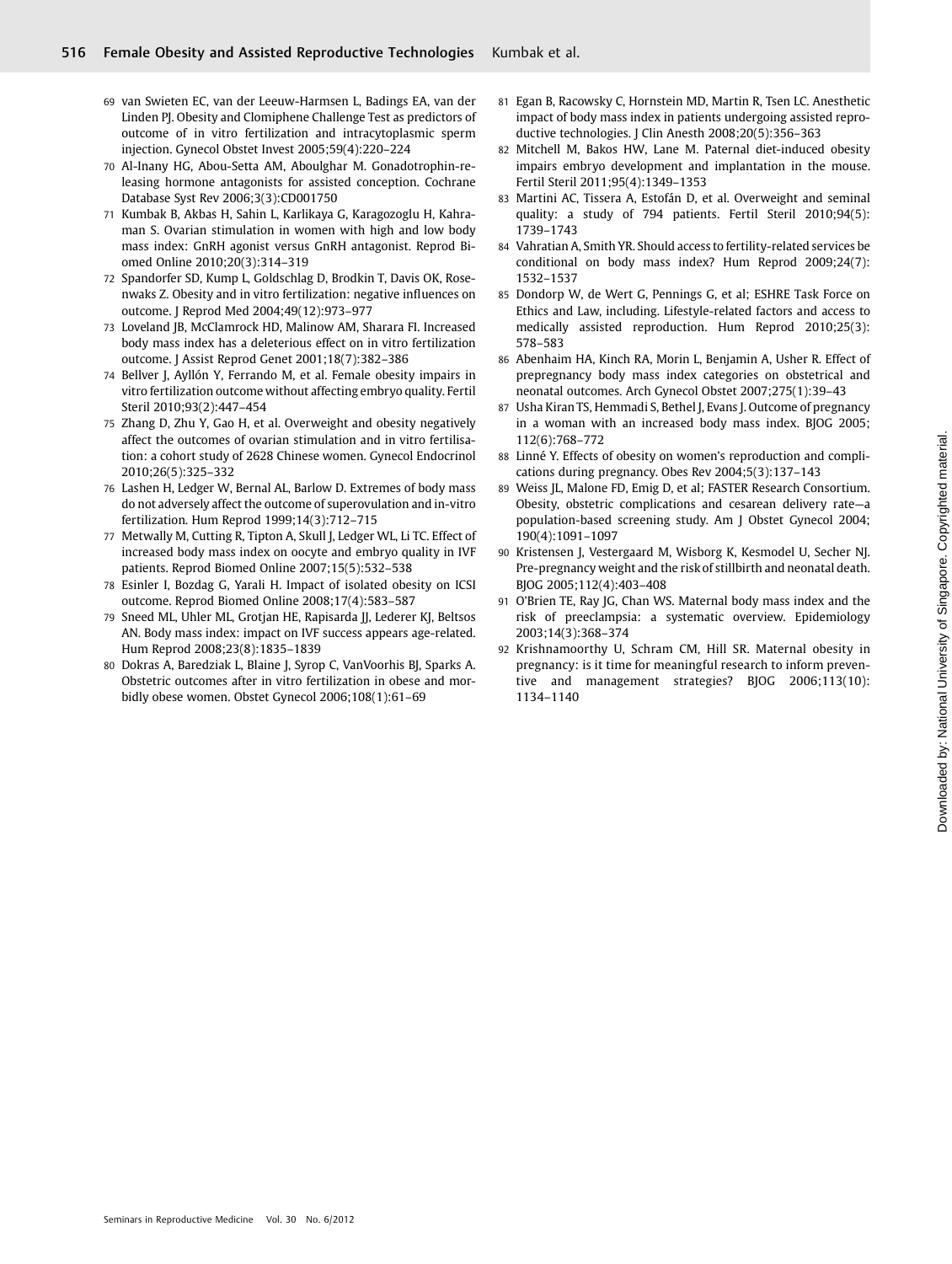69 van Swieten EC, van der Leeuw-Harmsen L, Badings EA, van der Linden PJ. Obesity and Clomiphene Challenge Test as predictors of outcome of in vitro fertilization and intracytoplasmic sperm injection. Gynecol Obstet Invest 2005;59(4):220–224

70 Al-Inany HG, Abou-Setta AM, Aboulghar M. Gonadotrophin-releasing hormone antagonists for assisted conception. Cochrane Database Syst Rev 2006;3(3):CD001750

71 Kumbak B, Akbas H, Sahin L, Karlikaya G, Karagozoglu H, Kahraman S. Ovarian stimulation in women with high and low body mass index: GnRH agonist versus GnRH antagonist. Reprod Biomed Online 2010;20(3):314–319

72 Spandorfer SD, Kump L, Goldschlag D, Brodkin T, Davis OK, Rosenwaks Z. Obesity and in vitro fertilization: negative influences on outcome. J Reprod Med 2004;49(12):973–977

73 Loveland JB, McClamrock HD, Malinow AM, Sharara FI. Increased body mass index has a deleterious effect on in vitro fertilization outcome. J Assist Reprod Genet 2001;18(7):382–386

74 Bellver J, Ayllón Y, Ferrando M, et al. Female obesity impairs in vitro fertilization outcome without affecting embryo quality. Fertil Steril 2010;93(2):447–454

75 Zhang D, Zhu Y, Gao H, et al. Overweight and obesity negatively affect the outcomes of ovarian stimulation and in vitro fertilisation: a cohort study of 2628 Chinese women. Gynecol Endocrinol 2010;26(5):325–332

76 Lashen H, Ledger W, Bernal AL, Barlow D. Extremes of body mass do not adversely affect the outcome of superovulation and in-vitro fertilization. Hum Reprod 1999;14(3):712–715

77 Metwally M, Cutting R, Tipton A, Skull J, Ledger WL, Li TC. Effect of increased body mass index on oocyte and embryo quality in IVF patients. Reprod Biomed Online 2007;15(5):532–538

78 Esinler I, Bozdag G, Yarali H. Impact of isolated obesity on ICSI outcome. Reprod Biomed Online 2008;17(4):583–587

79 Sneed ML, Uhler ML, Grotjan HE, Rapisarda JJ, Lederer KJ, Beltsos AN. Body mass index: impact on IVF success appears age-related. Hum Reprod 2008;23(8):1835–1839

80 Dokras A, Baredziak L, Blaine J, Syrop C, VanVoorhis BJ, Sparks A. Obstetric outcomes after in vitro fertilization in obese and morbidly obese women. Obstet Gynecol 2006;108(1):61–69

81 Egan B, Racowsky C, Hornstein MD, Martin R, Tsen LC. Anesthetic impact of body mass index in patients undergoing assisted reproductive technologies. J Clin Anesth 2008;20(5):356–363

82 Mitchell M, Bakos HW, Lane M. Paternal diet-induced obesity impairs embryo development and implantation in the mouse. Fertil Steril 2011;95(4):1349–1353

83 Martini AC, Tissera A, Estofán D, et al. Overweight and seminal quality: a study of 794 patients. Fertil Steril 2010;94(5): 1739–1743

84 Vahratian A, Smith YR. Should access to fertility-related services be conditional on body mass index? Hum Reprod 2009;24(7): 1532–1537

85 Dondorp W, de Wert G, Pennings G, et al; ESHRE Task Force on Ethics and Law, including. Lifestyle-related factors and access to medically assisted reproduction. Hum Reprod 2010;25(3): 578–583

86 Abenhaim HA, Kinch RA, Morin L, Benjamin A, Usher R. Effect of prepregnancy body mass index categories on obstetrical and neonatal outcomes. Arch Gynecol Obstet 2007;275(1):39–43

87 Usha Kiran TS, Hemmadi S, Bethel J, Evans J. Outcome of pregnancy in a woman with an increased body mass index. BJOG 2005; 112(6):768–772

88 Linné Y. Effects of obesity on women's reproduction and complications during pregnancy. Obes Rev 2004;5(3):137–143

89 Weiss JL, Malone FD, Emig D, et al; FASTER Research Consortium. Obesity, obstetric complications and cesarean delivery rate—a population-based screening study. Am J Obstet Gynecol 2004; 190(4):1091–1097

90 Kristensen J, Vestergaard M, Wisborg K, Kesmodel U, Secher NJ. Pre-pregnancy weight and the risk of stillbirth and neonatal death. BJOG 2005;112(4):403–408

91 O'Brien TE, Ray JG, Chan WS. Maternal body mass index and the risk of preeclampsia: a systematic overview. Epidemiology 2003;14(3):368–374

92 Krishnamoorthy U, Schram CM, Hill SR. Maternal obesity in pregnancy: is it time for meaningful research to inform preventive and management strategies? BJOG 2006;113(10): 1134–1140